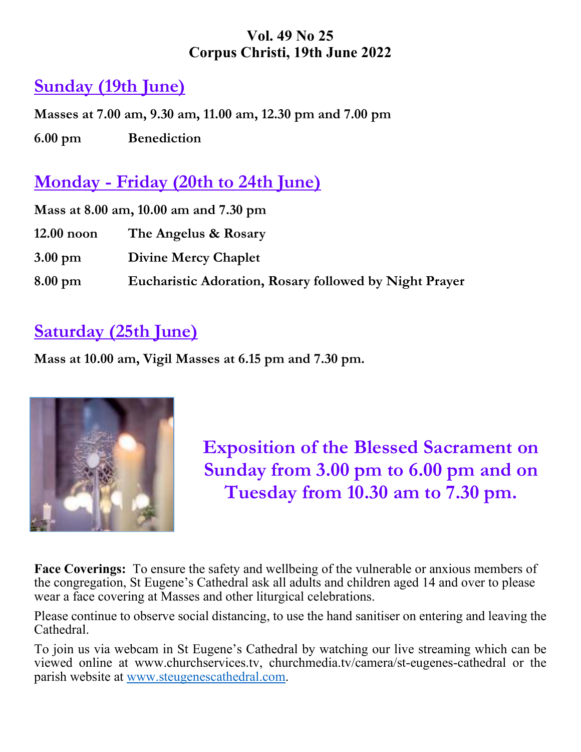**Vol. 49 No 25**
**Corpus Christi, 19th June 2022**

## Sunday (19th June)

**Masses at 7.00 am, 9.30 am, 11.00 am, 12.30 pm and 7.00 pm**

**6.00 pm** **Benediction**

## Monday - Friday (20th to 24th June)

**Mass at 8.00 am, 10.00 am and 7.30 pm**

**12.00 noon** **The Angelus & Rosary**

**3.00 pm** **Divine Mercy Chaplet**

**8.00 pm** **Eucharistic Adoration, Rosary followed by Night Prayer**

## Saturday (25th June)

**Mass at 10.00 am, Vigil Masses at 6.15 pm and 7.30 pm.**

**Exposition of the Blessed Sacrament on Sunday from 3.00 pm to 6.00 pm and on Tuesday from 10.30 am to 7.30 pm.**

**Face Coverings:** To ensure the safety and wellbeing of the vulnerable or anxious members of the congregation, St Eugene's Cathedral ask all adults and children aged 14 and over to please wear a face covering at Masses and other liturgical celebrations.

Please continue to observe social distancing, to use the hand sanitiser on entering and leaving the Cathedral.

To join us via webcam in St Eugene's Cathedral by watching our live streaming which can be viewed online at www.churchservices.tv, churchmedia.tv/camera/st-eugenes-cathedral or the parish website at www.steugenescathedral.com.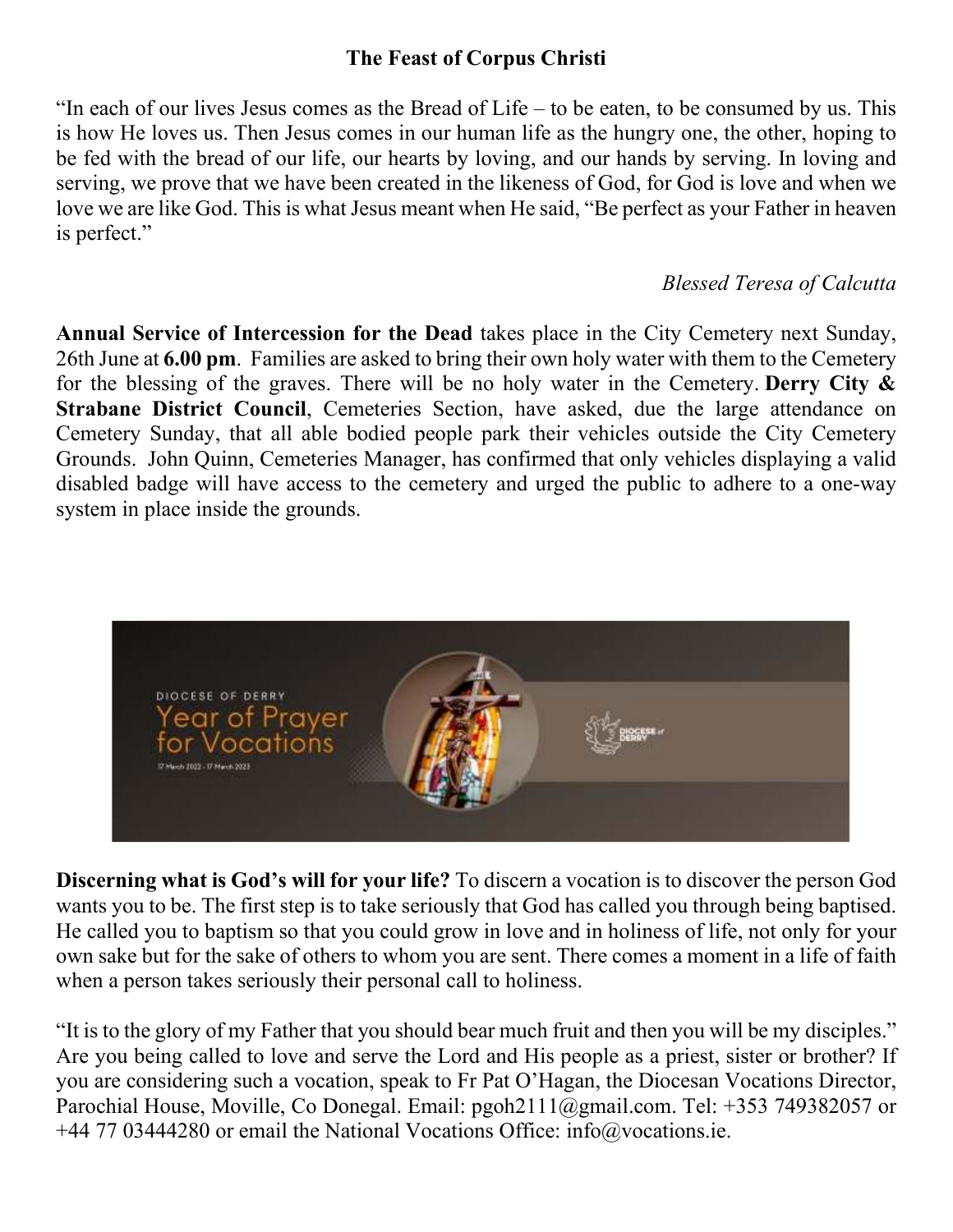**The Feast of Corpus Christi**

"In each of our lives Jesus comes as the Bread of Life – to be eaten, to be consumed by us. This is how He loves us. Then Jesus comes in our human life as the hungry one, the other, hoping to be fed with the bread of our life, our hearts by loving, and our hands by serving. In loving and serving, we prove that we have been created in the likeness of God, for God is love and when we love we are like God. This is what Jesus meant when He said, "Be perfect as your Father in heaven is perfect."

*Blessed Teresa of Calcutta*

**Annual Service of Intercession for the Dead** takes place in the City Cemetery next Sunday, 26th June at **6.00 pm**. Families are asked to bring their own holy water with them to the Cemetery for the blessing of the graves. There will be no holy water in the Cemetery. **Derry City & Strabane District Council**, Cemeteries Section, have asked, due the large attendance on Cemetery Sunday, that all able bodied people park their vehicles outside the City Cemetery Grounds. John Quinn, Cemeteries Manager, has confirmed that only vehicles displaying a valid disabled badge will have access to the cemetery and urged the public to adhere to a one-way system in place inside the grounds.

DIOCESE OF DERRY
Year of Prayer for Vocations
17 March 2022 - 17 March 2023

**Discerning what is God's will for your life?** To discern a vocation is to discover the person God wants you to be. The first step is to take seriously that God has called you through being baptised. He called you to baptism so that you could grow in love and in holiness of life, not only for your own sake but for the sake of others to whom you are sent. There comes a moment in a life of faith when a person takes seriously their personal call to holiness.

"It is to the glory of my Father that you should bear much fruit and then you will be my disciples." Are you being called to love and serve the Lord and His people as a priest, sister or brother? If you are considering such a vocation, speak to Fr Pat O'Hagan, the Diocesan Vocations Director, Parochial House, Moville, Co Donegal. Email: pgoh2111@gmail.com. Tel: +353 749382057 or +44 77 03444280 or email the National Vocations Office: info@vocations.ie.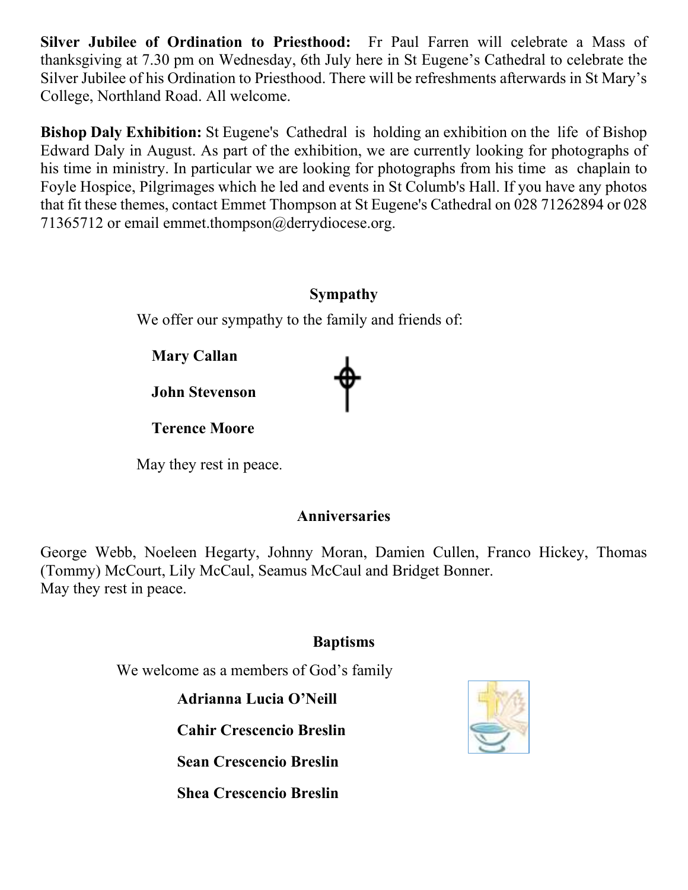**Silver Jubilee of Ordination to Priesthood:** Fr Paul Farren will celebrate a Mass of thanksgiving at 7.30 pm on Wednesday, 6th July here in St Eugene's Cathedral to celebrate the Silver Jubilee of his Ordination to Priesthood. There will be refreshments afterwards in St Mary's College, Northland Road. All welcome.

**Bishop Daly Exhibition:** St Eugene's Cathedral is holding an exhibition on the life of Bishop Edward Daly in August. As part of the exhibition, we are currently looking for photographs of his time in ministry. In particular we are looking for photographs from his time as chaplain to Foyle Hospice, Pilgrimages which he led and events in St Columb's Hall. If you have any photos that fit these themes, contact Emmet Thompson at St Eugene's Cathedral on 028 71262894 or 028 71365712 or email emmet.thompson@derrydiocese.org.

## Sympathy

We offer our sympathy to the family and friends of:

**Mary Callan**

**John Stevenson**

**Terence Moore**

May they rest in peace.

## Anniversaries

George Webb, Noeleen Hegarty, Johnny Moran, Damien Cullen, Franco Hickey, Thomas (Tommy) McCourt, Lily McCaul, Seamus McCaul and Bridget Bonner.
May they rest in peace.

## Baptisms

We welcome as a members of God's family

**Adrianna Lucia O'Neill**

**Cahir Crescencio Breslin**

**Sean Crescencio Breslin**

**Shea Crescencio Breslin**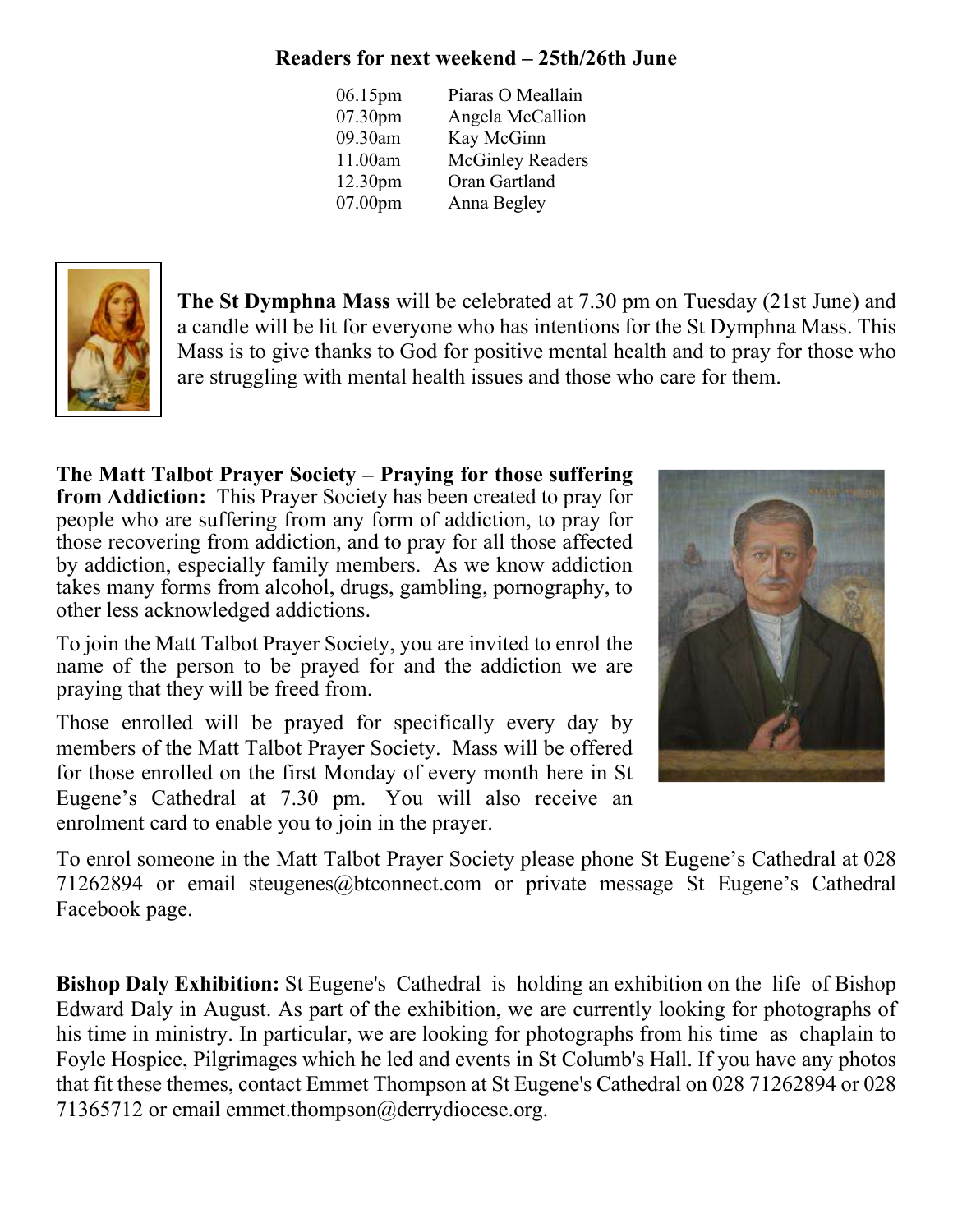**Readers for next weekend – 25th/26th June**

| | |
|---|---|
| 06.15pm | Piaras O Meallain |
| 07.30pm | Angela McCallion |
| 09.30am | Kay McGinn |
| 11.00am | McGinley Readers |
| 12.30pm | Oran Gartland |
| 07.00pm | Anna Begley |

**The St Dymphna Mass** will be celebrated at 7.30 pm on Tuesday (21st June) and a candle will be lit for everyone who has intentions for the St Dymphna Mass. This Mass is to give thanks to God for positive mental health and to pray for those who are struggling with mental health issues and those who care for them.

**The Matt Talbot Prayer Society – Praying for those suffering from Addiction:** This Prayer Society has been created to pray for people who are suffering from any form of addiction, to pray for those recovering from addiction, and to pray for all those affected by addiction, especially family members. As we know addiction takes many forms from alcohol, drugs, gambling, pornography, to other less acknowledged addictions.

To join the Matt Talbot Prayer Society, you are invited to enrol the name of the person to be prayed for and the addiction we are praying that they will be freed from.

Those enrolled will be prayed for specifically every day by members of the Matt Talbot Prayer Society. Mass will be offered for those enrolled on the first Monday of every month here in St Eugene's Cathedral at 7.30 pm. You will also receive an enrolment card to enable you to join in the prayer.

To enrol someone in the Matt Talbot Prayer Society please phone St Eugene's Cathedral at 028 71262894 or email steugenes@btconnect.com or private message St Eugene's Cathedral Facebook page.

**Bishop Daly Exhibition:** St Eugene's Cathedral is holding an exhibition on the life of Bishop Edward Daly in August. As part of the exhibition, we are currently looking for photographs of his time in ministry. In particular, we are looking for photographs from his time as chaplain to Foyle Hospice, Pilgrimages which he led and events in St Columb's Hall. If you have any photos that fit these themes, contact Emmet Thompson at St Eugene's Cathedral on 028 71262894 or 028 71365712 or email emmet.thompson@derrydiocese.org.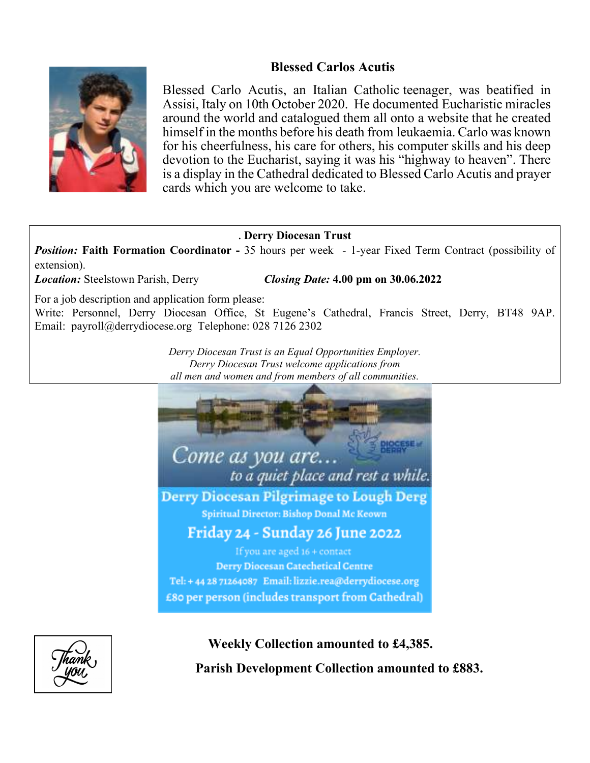## Blessed Carlos Acutis

Blessed Carlo Acutis, an Italian Catholic teenager, was beatified in Assisi, Italy on 10th October 2020. He documented Eucharistic miracles around the world and catalogued them all onto a website that he created himself in the months before his death from leukaemia. Carlo was known for his cheerfulness, his care for others, his computer skills and his deep devotion to the Eucharist, saying it was his "highway to heaven". There is a display in the Cathedral dedicated to Blessed Carlo Acutis and prayer cards which you are welcome to take.

### . Derry Diocesan Trust

***Position:*** **Faith Formation Coordinator -** 35 hours per week - 1-year Fixed Term Contract (possibility of extension).

***Location:*** Steelstown Parish, Derry ***Closing Date:*** **4.00 pm on 30.06.2022**

For a job description and application form please:
Write: Personnel, Derry Diocesan Office, St Eugene's Cathedral, Francis Street, Derry, BT48 9AP. Email: payroll@derrydiocese.org Telephone: 028 7126 2302

*Derry Diocesan Trust is an Equal Opportunities Employer.*
*Derry Diocesan Trust welcome applications from*
*all men and women and from members of all communities.*

*Come as you are…*
*to a quiet place and rest a while.*

DIOCESE of DERRY

**Derry Diocesan Pilgrimage to Lough Derg**

**Spiritual Director: Bishop Donal Mc Keown**

**Friday 24 - Sunday 26 June 2022**

If you are aged 16 + contact

**Derry Diocesan Catechetical Centre**

**Tel: + 44 28 71264087 Email: lizzie.rea@derrydiocese.org**

**£80 per person (includes transport from Cathedral)**

Thank you

**Weekly Collection amounted to £4,385.**

**Parish Development Collection amounted to £883.**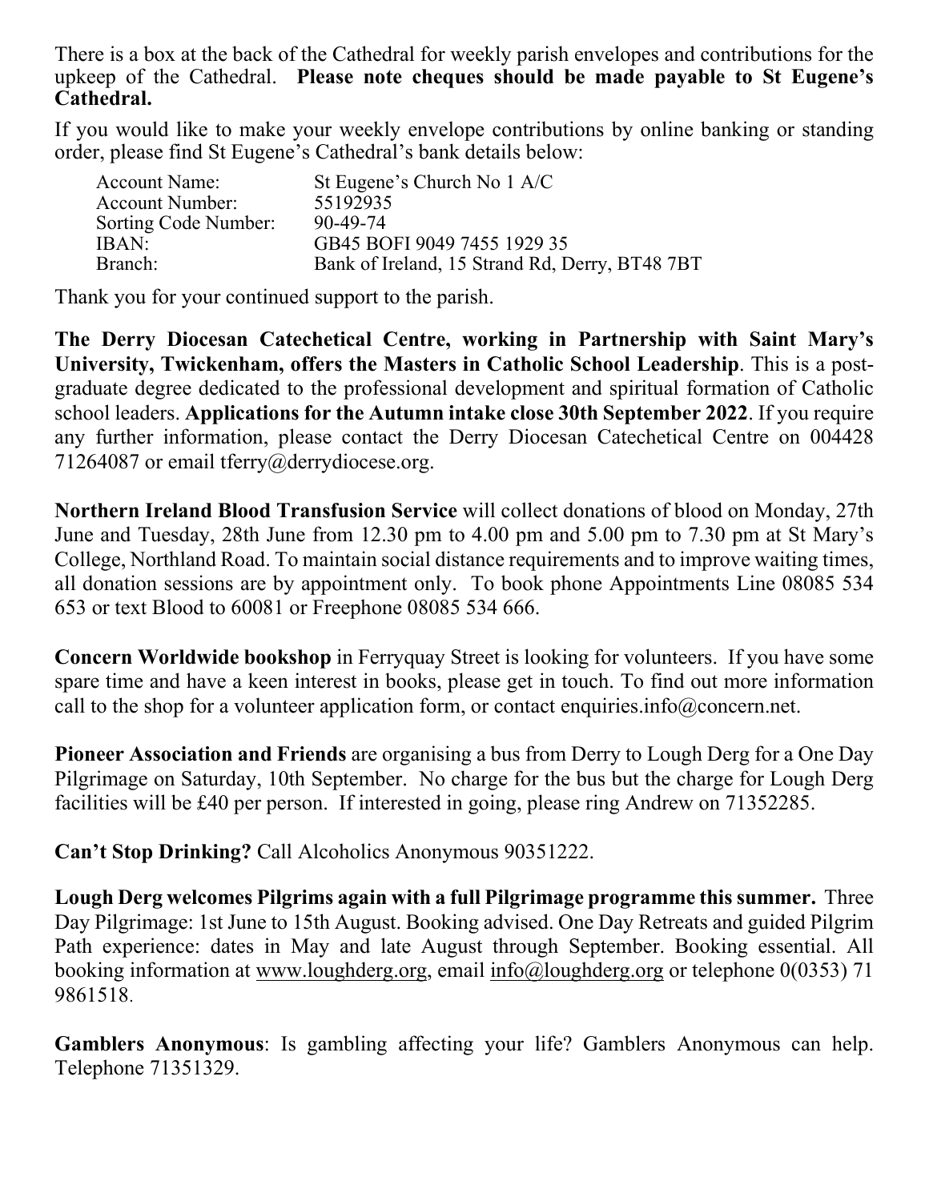There is a box at the back of the Cathedral for weekly parish envelopes and contributions for the upkeep of the Cathedral. **Please note cheques should be made payable to St Eugene's Cathedral.**

If you would like to make your weekly envelope contributions by online banking or standing order, please find St Eugene's Cathedral's bank details below:

| | |
|---|---|
| Account Name: | St Eugene's Church No 1 A/C |
| Account Number: | 55192935 |
| Sorting Code Number: | 90-49-74 |
| IBAN: | GB45 BOFI 9049 7455 1929 35 |
| Branch: | Bank of Ireland, 15 Strand Rd, Derry, BT48 7BT |

Thank you for your continued support to the parish.

**The Derry Diocesan Catechetical Centre, working in Partnership with Saint Mary's University, Twickenham, offers the Masters in Catholic School Leadership**. This is a post-graduate degree dedicated to the professional development and spiritual formation of Catholic school leaders. **Applications for the Autumn intake close 30th September 2022**. If you require any further information, please contact the Derry Diocesan Catechetical Centre on 004428 71264087 or email tferry@derrydiocese.org.

**Northern Ireland Blood Transfusion Service** will collect donations of blood on Monday, 27th June and Tuesday, 28th June from 12.30 pm to 4.00 pm and 5.00 pm to 7.30 pm at St Mary's College, Northland Road. To maintain social distance requirements and to improve waiting times, all donation sessions are by appointment only. To book phone Appointments Line 08085 534 653 or text Blood to 60081 or Freephone 08085 534 666.

**Concern Worldwide bookshop** in Ferryquay Street is looking for volunteers. If you have some spare time and have a keen interest in books, please get in touch. To find out more information call to the shop for a volunteer application form, or contact enquiries.info@concern.net.

**Pioneer Association and Friends** are organising a bus from Derry to Lough Derg for a One Day Pilgrimage on Saturday, 10th September. No charge for the bus but the charge for Lough Derg facilities will be £40 per person. If interested in going, please ring Andrew on 71352285.

**Can't Stop Drinking?** Call Alcoholics Anonymous 90351222.

**Lough Derg welcomes Pilgrims again with a full Pilgrimage programme this summer.** Three Day Pilgrimage: 1st June to 15th August. Booking advised. One Day Retreats and guided Pilgrim Path experience: dates in May and late August through September. Booking essential. All booking information at www.loughderg.org, email info@loughderg.org or telephone 0(0353) 71 9861518.

**Gamblers Anonymous**: Is gambling affecting your life? Gamblers Anonymous can help. Telephone 71351329.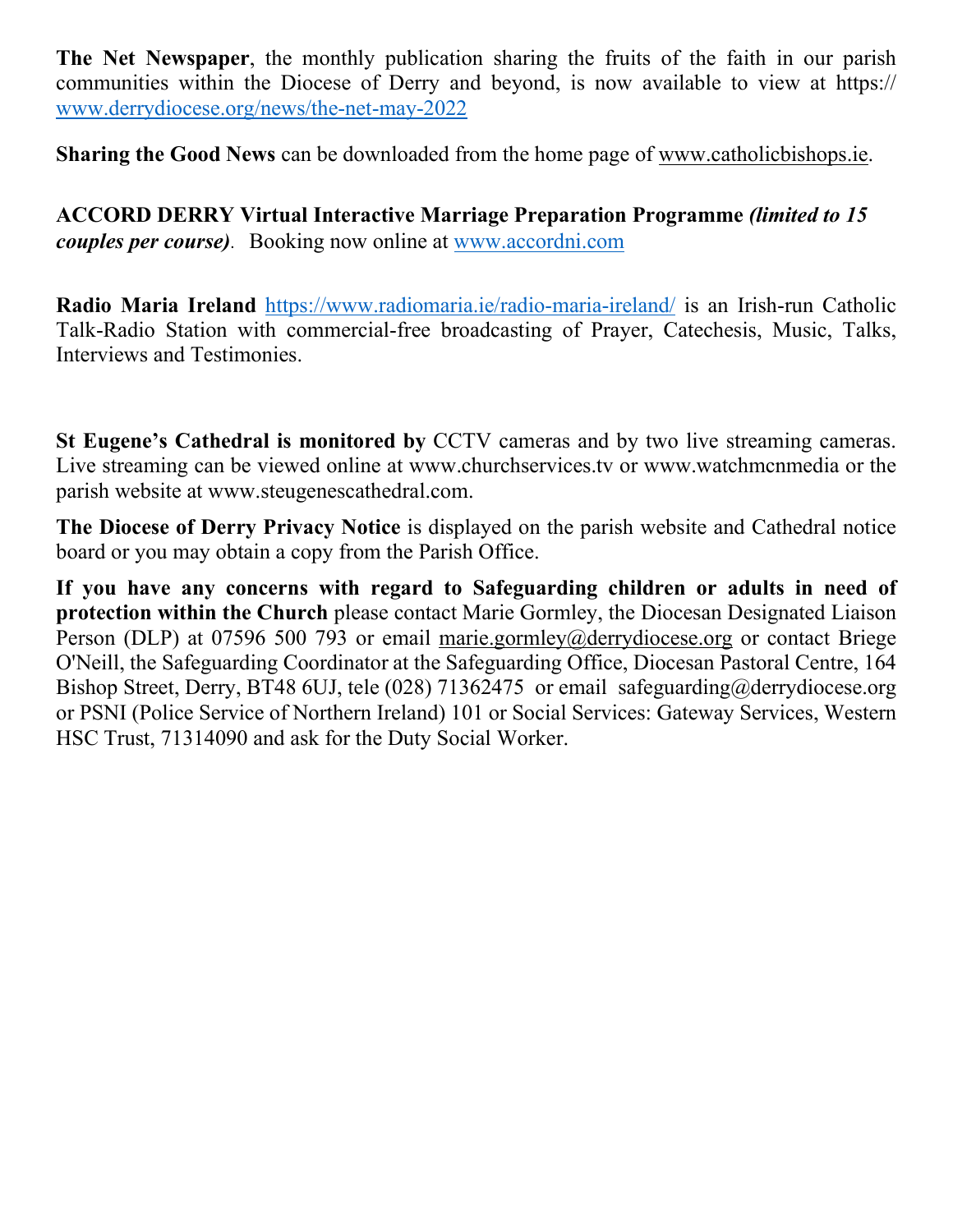**The Net Newspaper**, the monthly publication sharing the fruits of the faith in our parish communities within the Diocese of Derry and beyond, is now available to view at https://www.derrydiocese.org/news/the-net-may-2022

**Sharing the Good News** can be downloaded from the home page of www.catholicbishops.ie.

**ACCORD DERRY Virtual Interactive Marriage Preparation Programme** ***(limited to 15 couples per course)***. Booking now online at www.accordni.com

**Radio Maria Ireland** https://www.radiomaria.ie/radio-maria-ireland/ is an Irish-run Catholic Talk-Radio Station with commercial-free broadcasting of Prayer, Catechesis, Music, Talks, Interviews and Testimonies.

**St Eugene's Cathedral is monitored by** CCTV cameras and by two live streaming cameras. Live streaming can be viewed online at www.churchservices.tv or www.watchmcnmedia or the parish website at www.steugenescathedral.com.

**The Diocese of Derry Privacy Notice** is displayed on the parish website and Cathedral notice board or you may obtain a copy from the Parish Office.

**If you have any concerns with regard to Safeguarding children or adults in need of protection within the Church** please contact Marie Gormley, the Diocesan Designated Liaison Person (DLP) at 07596 500 793 or email marie.gormley@derrydiocese.org or contact Briege O'Neill, the Safeguarding Coordinator at the Safeguarding Office, Diocesan Pastoral Centre, 164 Bishop Street, Derry, BT48 6UJ, tele (028) 71362475 or email safeguarding@derrydiocese.org or PSNI (Police Service of Northern Ireland) 101 or Social Services: Gateway Services, Western HSC Trust, 71314090 and ask for the Duty Social Worker.